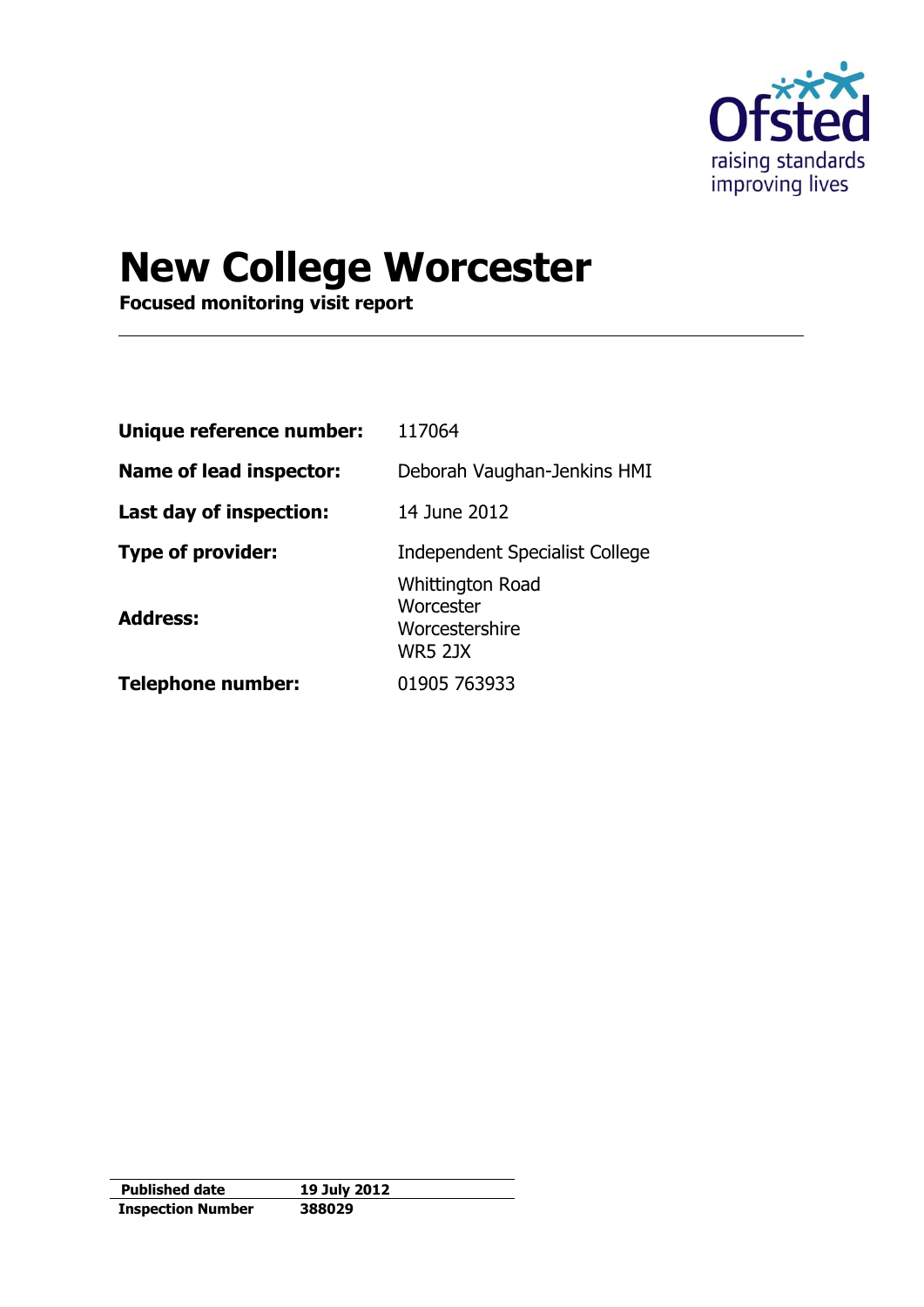# New College Worcester

**Focused monitoring visit report**

| | |
|---|---|
| **Unique reference number:** | 117064 |
| **Name of lead inspector:** | Deborah Vaughan-Jenkins HMI |
| **Last day of inspection:** | 14 June 2012 |
| **Type of provider:** | Independent Specialist College |
| **Address:** | Whittington Road<br>Worcester<br>Worcestershire<br>WR5 2JX |
| **Telephone number:** | 01905 763933 |

| | |
|---|---|
| **Published date** | **19 July 2012** |
| **Inspection Number** | **388029** |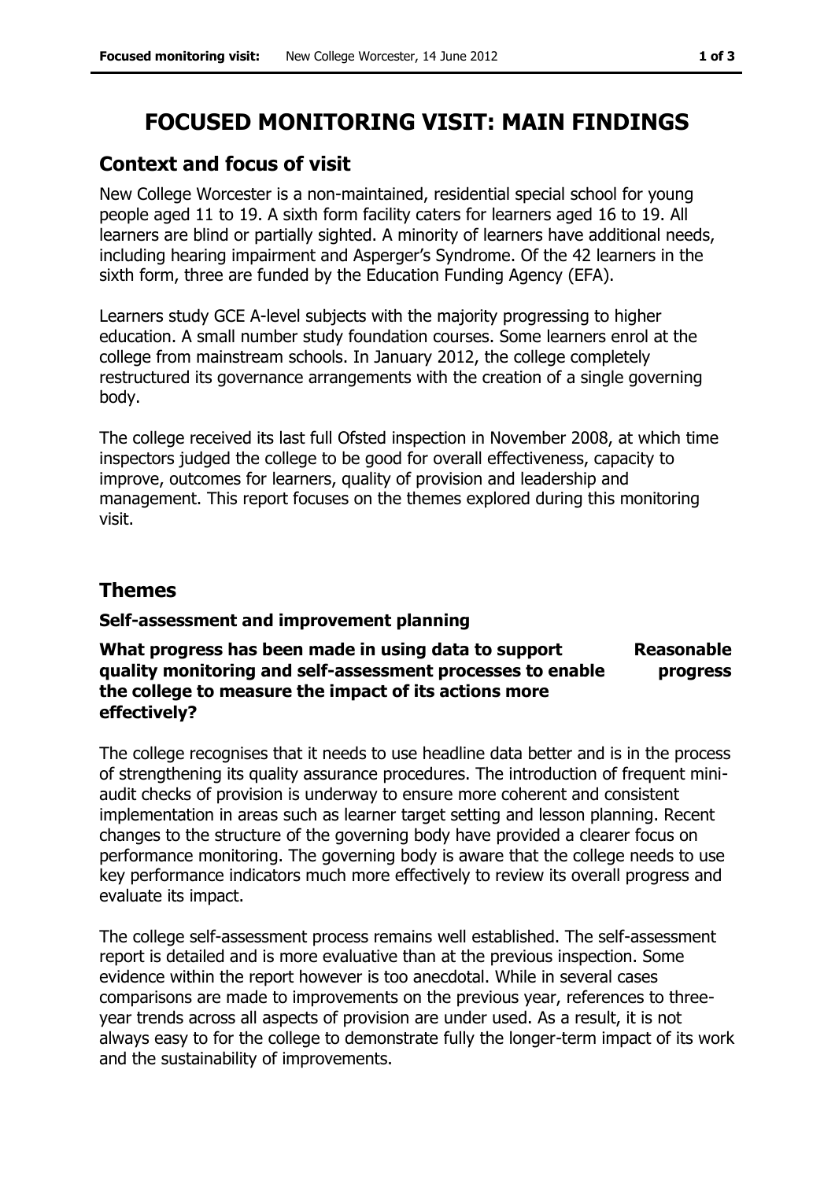# FOCUSED MONITORING VISIT: MAIN FINDINGS

## Context and focus of visit

New College Worcester is a non-maintained, residential special school for young people aged 11 to 19. A sixth form facility caters for learners aged 16 to 19. All learners are blind or partially sighted. A minority of learners have additional needs, including hearing impairment and Asperger's Syndrome. Of the 42 learners in the sixth form, three are funded by the Education Funding Agency (EFA).

Learners study GCE A-level subjects with the majority progressing to higher education. A small number study foundation courses. Some learners enrol at the college from mainstream schools. In January 2012, the college completely restructured its governance arrangements with the creation of a single governing body.

The college received its last full Ofsted inspection in November 2008, at which time inspectors judged the college to be good for overall effectiveness, capacity to improve, outcomes for learners, quality of provision and leadership and management. This report focuses on the themes explored during this monitoring visit.

## Themes

### Self-assessment and improvement planning

**What progress has been made in using data to support quality monitoring and self-assessment processes to enable the college to measure the impact of its actions more effectively?** **Reasonable progress**

The college recognises that it needs to use headline data better and is in the process of strengthening its quality assurance procedures. The introduction of frequent mini-audit checks of provision is underway to ensure more coherent and consistent implementation in areas such as learner target setting and lesson planning. Recent changes to the structure of the governing body have provided a clearer focus on performance monitoring. The governing body is aware that the college needs to use key performance indicators much more effectively to review its overall progress and evaluate its impact.

The college self-assessment process remains well established. The self-assessment report is detailed and is more evaluative than at the previous inspection. Some evidence within the report however is too anecdotal. While in several cases comparisons are made to improvements on the previous year, references to three-year trends across all aspects of provision are under used. As a result, it is not always easy to for the college to demonstrate fully the longer-term impact of its work and the sustainability of improvements.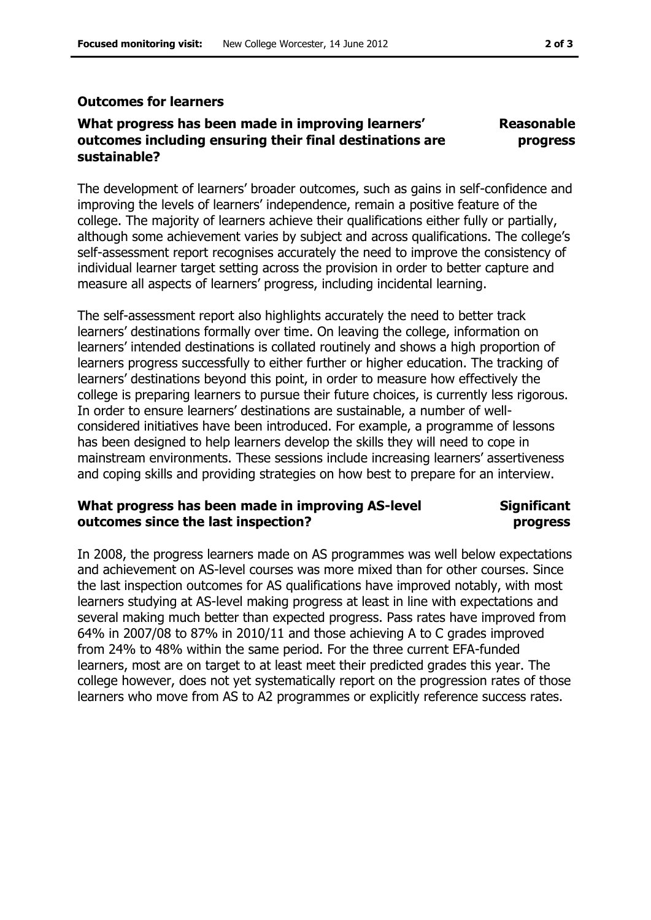## Outcomes for learners

### What progress has been made in improving learners' outcomes including ensuring their final destinations are sustainable?

**Reasonable progress**

The development of learners' broader outcomes, such as gains in self-confidence and improving the levels of learners' independence, remain a positive feature of the college. The majority of learners achieve their qualifications either fully or partially, although some achievement varies by subject and across qualifications. The college's self-assessment report recognises accurately the need to improve the consistency of individual learner target setting across the provision in order to better capture and measure all aspects of learners' progress, including incidental learning.

The self-assessment report also highlights accurately the need to better track learners' destinations formally over time. On leaving the college, information on learners' intended destinations is collated routinely and shows a high proportion of learners progress successfully to either further or higher education. The tracking of learners' destinations beyond this point, in order to measure how effectively the college is preparing learners to pursue their future choices, is currently less rigorous. In order to ensure learners' destinations are sustainable, a number of well-considered initiatives have been introduced. For example, a programme of lessons has been designed to help learners develop the skills they will need to cope in mainstream environments. These sessions include increasing learners' assertiveness and coping skills and providing strategies on how best to prepare for an interview.

### What progress has been made in improving AS-level outcomes since the last inspection?

**Significant progress**

In 2008, the progress learners made on AS programmes was well below expectations and achievement on AS-level courses was more mixed than for other courses. Since the last inspection outcomes for AS qualifications have improved notably, with most learners studying at AS-level making progress at least in line with expectations and several making much better than expected progress. Pass rates have improved from 64% in 2007/08 to 87% in 2010/11 and those achieving A to C grades improved from 24% to 48% within the same period. For the three current EFA-funded learners, most are on target to at least meet their predicted grades this year. The college however, does not yet systematically report on the progression rates of those learners who move from AS to A2 programmes or explicitly reference success rates.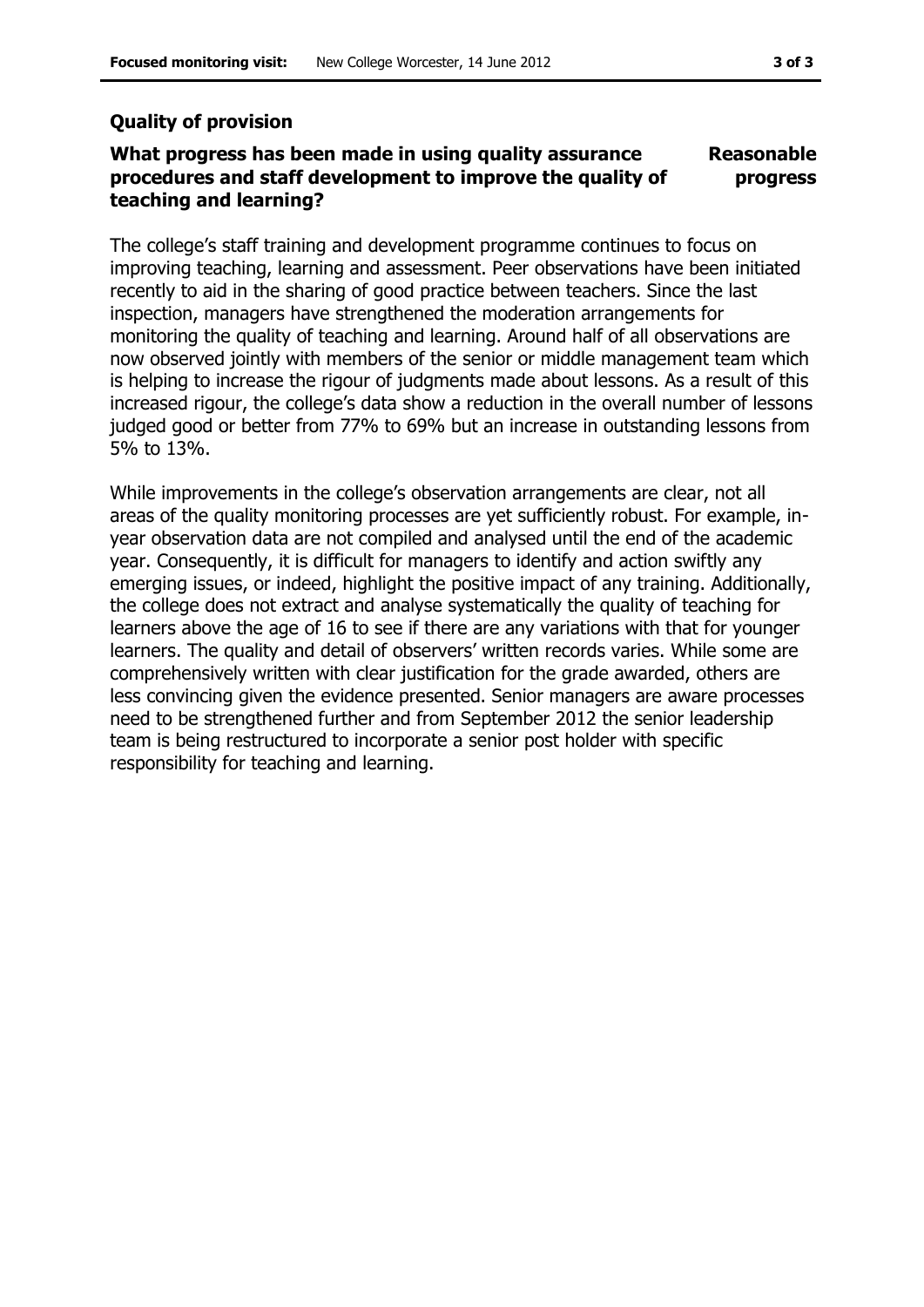## Quality of provision

### What progress has been made in using quality assurance procedures and staff development to improve the quality of teaching and learning?

**Reasonable progress**

The college's staff training and development programme continues to focus on improving teaching, learning and assessment. Peer observations have been initiated recently to aid in the sharing of good practice between teachers. Since the last inspection, managers have strengthened the moderation arrangements for monitoring the quality of teaching and learning. Around half of all observations are now observed jointly with members of the senior or middle management team which is helping to increase the rigour of judgments made about lessons. As a result of this increased rigour, the college's data show a reduction in the overall number of lessons judged good or better from 77% to 69% but an increase in outstanding lessons from 5% to 13%.

While improvements in the college's observation arrangements are clear, not all areas of the quality monitoring processes are yet sufficiently robust. For example, in-year observation data are not compiled and analysed until the end of the academic year. Consequently, it is difficult for managers to identify and action swiftly any emerging issues, or indeed, highlight the positive impact of any training. Additionally, the college does not extract and analyse systematically the quality of teaching for learners above the age of 16 to see if there are any variations with that for younger learners. The quality and detail of observers' written records varies. While some are comprehensively written with clear justification for the grade awarded, others are less convincing given the evidence presented. Senior managers are aware processes need to be strengthened further and from September 2012 the senior leadership team is being restructured to incorporate a senior post holder with specific responsibility for teaching and learning.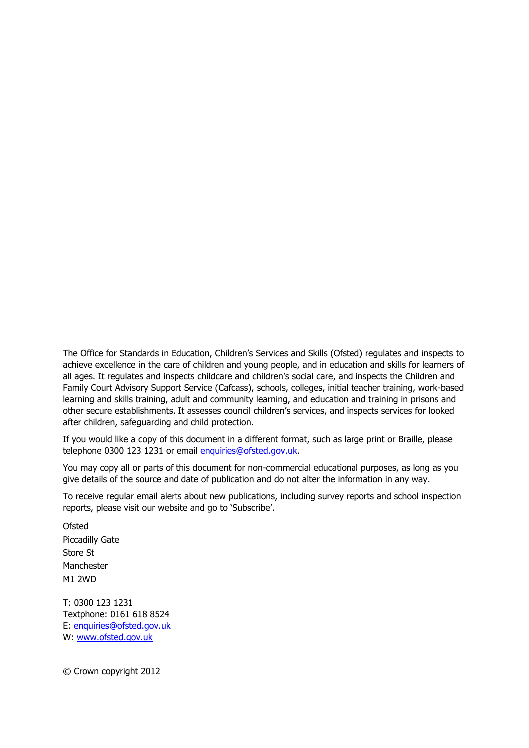The Office for Standards in Education, Children's Services and Skills (Ofsted) regulates and inspects to achieve excellence in the care of children and young people, and in education and skills for learners of all ages. It regulates and inspects childcare and children's social care, and inspects the Children and Family Court Advisory Support Service (Cafcass), schools, colleges, initial teacher training, work-based learning and skills training, adult and community learning, and education and training in prisons and other secure establishments. It assesses council children's services, and inspects services for looked after children, safeguarding and child protection.

If you would like a copy of this document in a different format, such as large print or Braille, please telephone 0300 123 1231 or email enquiries@ofsted.gov.uk.

You may copy all or parts of this document for non-commercial educational purposes, as long as you give details of the source and date of publication and do not alter the information in any way.

To receive regular email alerts about new publications, including survey reports and school inspection reports, please visit our website and go to 'Subscribe'.

Ofsted
Piccadilly Gate
Store St
Manchester
M1 2WD

T: 0300 123 1231
Textphone: 0161 618 8524
E: enquiries@ofsted.gov.uk
W: www.ofsted.gov.uk

© Crown copyright 2012